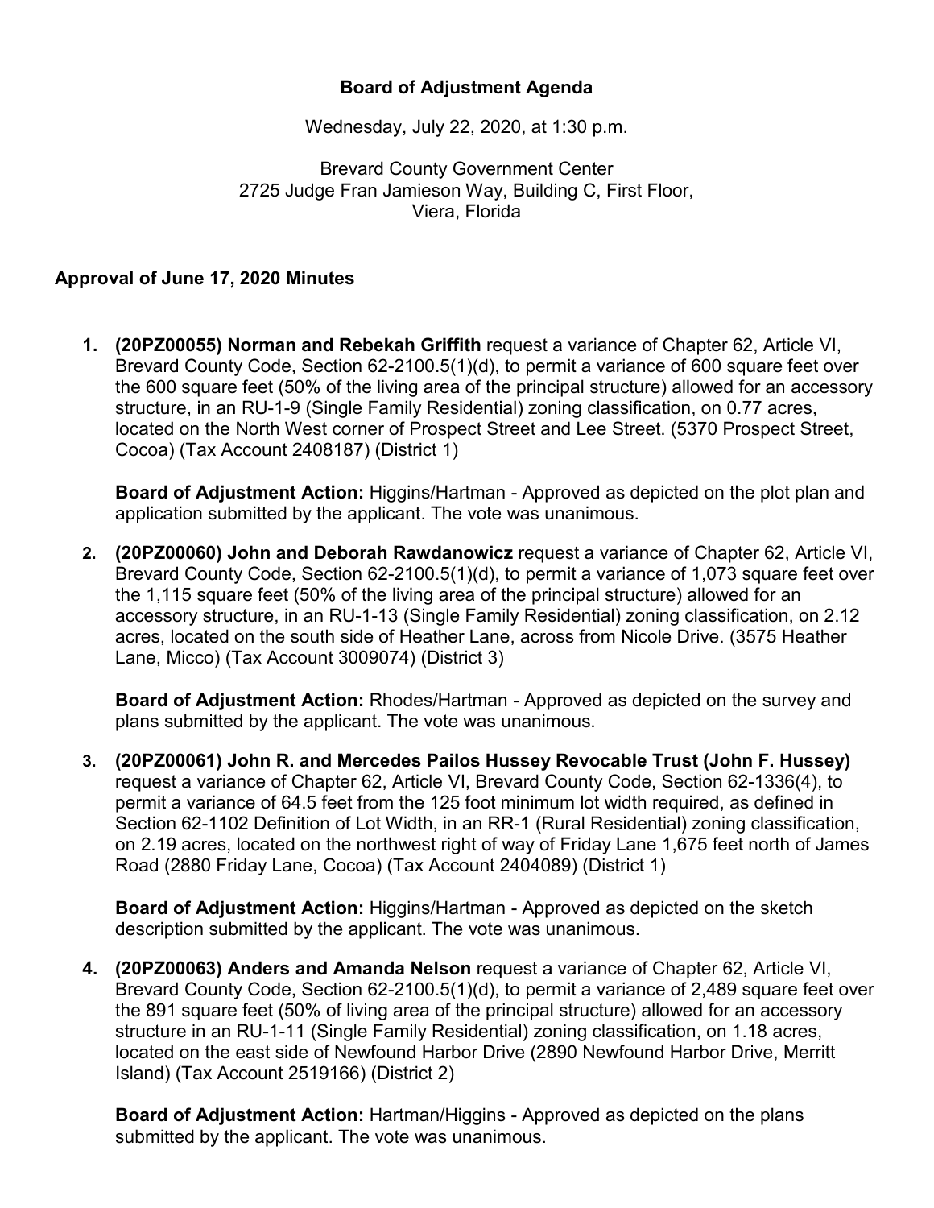# Board of Adjustment Agenda

Wednesday, July 22, 2020, at 1:30 p.m.

Brevard County Government Center
2725 Judge Fran Jamieson Way, Building C, First Floor,
Viera, Florida

## Approval of June 17, 2020 Minutes

1. **(20PZ00055) Norman and Rebekah Griffith** request a variance of Chapter 62, Article VI, Brevard County Code, Section 62-2100.5(1)(d), to permit a variance of 600 square feet over the 600 square feet (50% of the living area of the principal structure) allowed for an accessory structure, in an RU-1-9 (Single Family Residential) zoning classification, on 0.77 acres, located on the North West corner of Prospect Street and Lee Street. (5370 Prospect Street, Cocoa) (Tax Account 2408187) (District 1)

   **Board of Adjustment Action:** Higgins/Hartman - Approved as depicted on the plot plan and application submitted by the applicant. The vote was unanimous.

2. **(20PZ00060) John and Deborah Rawdanowicz** request a variance of Chapter 62, Article VI, Brevard County Code, Section 62-2100.5(1)(d), to permit a variance of 1,073 square feet over the 1,115 square feet (50% of the living area of the principal structure) allowed for an accessory structure, in an RU-1-13 (Single Family Residential) zoning classification, on 2.12 acres, located on the south side of Heather Lane, across from Nicole Drive. (3575 Heather Lane, Micco) (Tax Account 3009074) (District 3)

   **Board of Adjustment Action:** Rhodes/Hartman - Approved as depicted on the survey and plans submitted by the applicant. The vote was unanimous.

3. **(20PZ00061) John R. and Mercedes Pailos Hussey Revocable Trust (John F. Hussey)** request a variance of Chapter 62, Article VI, Brevard County Code, Section 62-1336(4), to permit a variance of 64.5 feet from the 125 foot minimum lot width required, as defined in Section 62-1102 Definition of Lot Width, in an RR-1 (Rural Residential) zoning classification, on 2.19 acres, located on the northwest right of way of Friday Lane 1,675 feet north of James Road (2880 Friday Lane, Cocoa) (Tax Account 2404089) (District 1)

   **Board of Adjustment Action:** Higgins/Hartman - Approved as depicted on the sketch description submitted by the applicant. The vote was unanimous.

4. **(20PZ00063) Anders and Amanda Nelson** request a variance of Chapter 62, Article VI, Brevard County Code, Section 62-2100.5(1)(d), to permit a variance of 2,489 square feet over the 891 square feet (50% of living area of the principal structure) allowed for an accessory structure in an RU-1-11 (Single Family Residential) zoning classification, on 1.18 acres, located on the east side of Newfound Harbor Drive (2890 Newfound Harbor Drive, Merritt Island) (Tax Account 2519166) (District 2)

   **Board of Adjustment Action:** Hartman/Higgins - Approved as depicted on the plans submitted by the applicant. The vote was unanimous.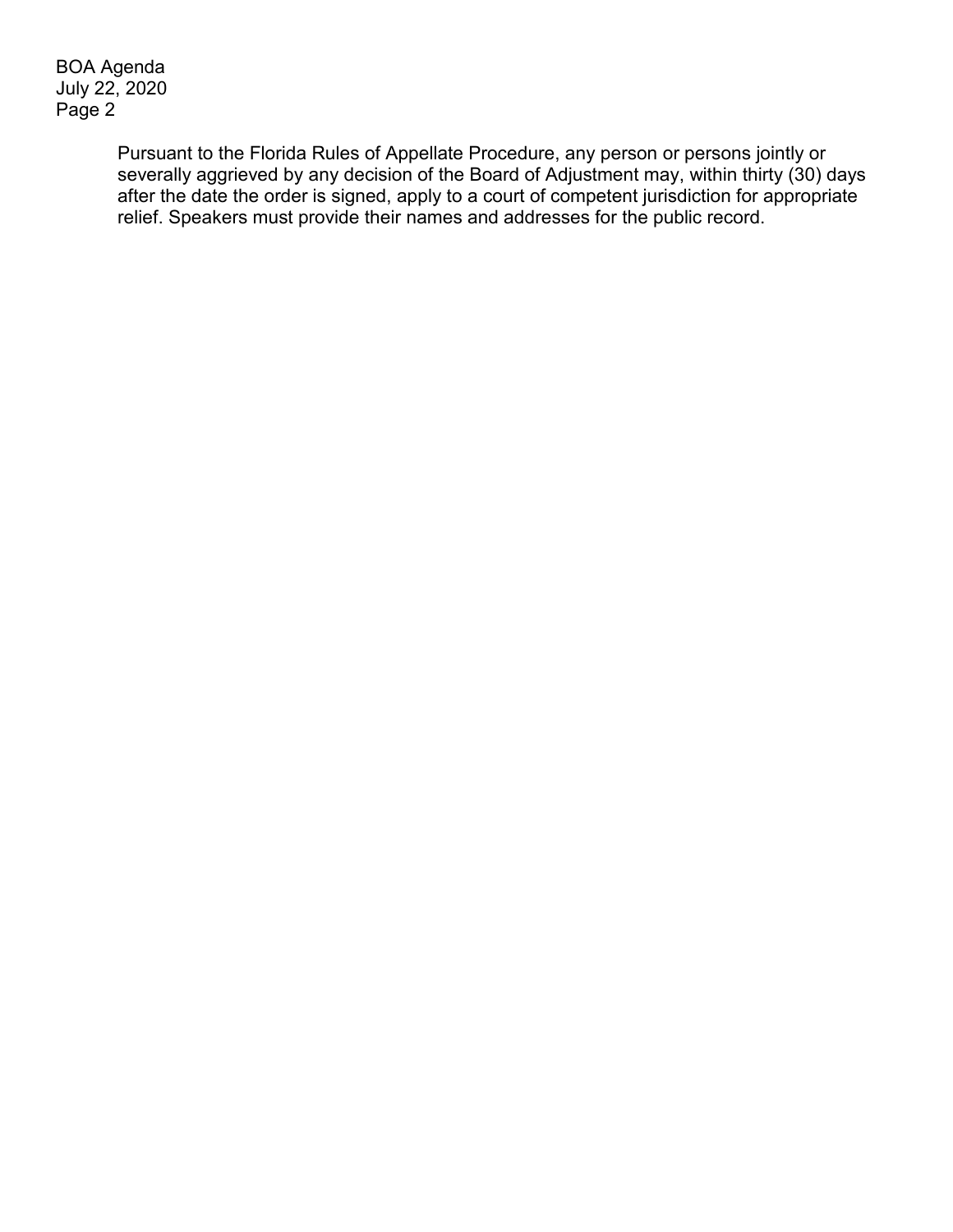Pursuant to the Florida Rules of Appellate Procedure, any person or persons jointly or severally aggrieved by any decision of the Board of Adjustment may, within thirty (30) days after the date the order is signed, apply to a court of competent jurisdiction for appropriate relief. Speakers must provide their names and addresses for the public record.